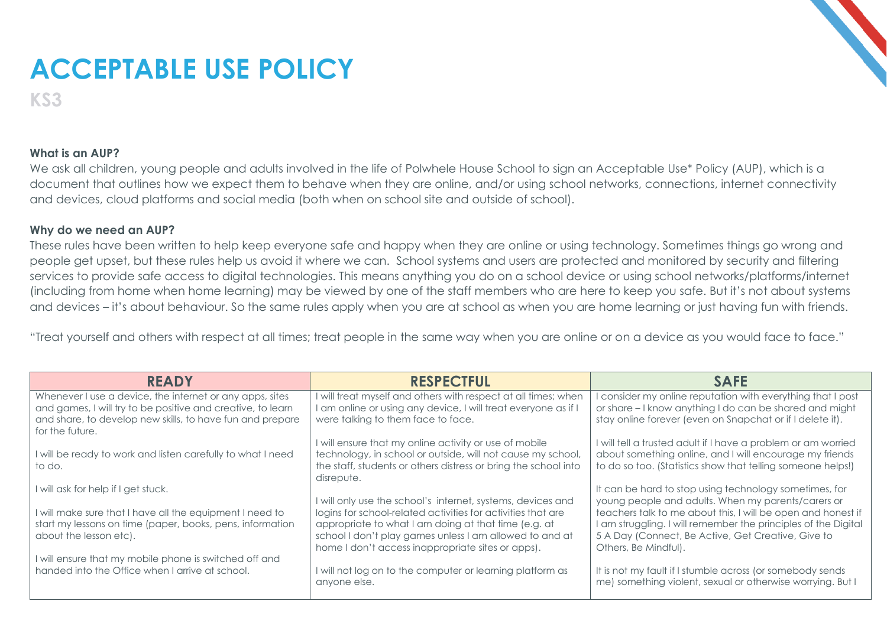# ACCEPTABLE USE POLICY

## KS3

**What is an AUP?**

We ask all children, young people and adults involved in the life of Polwhele House School to sign an Acceptable Use* Policy (AUP), which is a document that outlines how we expect them to behave when they are online, and/or using school networks, connections, internet connectivity and devices, cloud platforms and social media (both when on school site and outside of school).

**Why do we need an AUP?**

These rules have been written to help keep everyone safe and happy when they are online or using technology. Sometimes things go wrong and people get upset, but these rules help us avoid it where we can. School systems and users are protected and monitored by security and filtering services to provide safe access to digital technologies. This means anything you do on a school device or using school networks/platforms/internet (including from home when home learning) may be viewed by one of the staff members who are here to keep you safe. But it's not about systems and devices – it's about behaviour. So the same rules apply when you are at school as when you are home learning or just having fun with friends.

"Treat yourself and others with respect at all times; treat people in the same way when you are online or on a device as you would face to face."

| READY | RESPECTFUL | SAFE |
|---|---|---|
| Whenever I use a device, the internet or any apps, sites and games, I will try to be positive and creative, to learn and share, to develop new skills, to have fun and prepare for the future.<br><br>I will be ready to work and listen carefully to what I need to do.<br><br>I will ask for help if I get stuck.<br><br>I will make sure that I have all the equipment I need to start my lessons on time (paper, books, pens, information about the lesson etc).<br><br>I will ensure that my mobile phone is switched off and handed into the Office when I arrive at school. | I will treat myself and others with respect at all times; when I am online or using any device, I will treat everyone as if I were talking to them face to face.<br><br>I will ensure that my online activity or use of mobile technology, in school or outside, will not cause my school, the staff, students or others distress or bring the school into disrepute.<br><br>I will only use the school's internet, systems, devices and logins for school-related activities for activities that are appropriate to what I am doing at that time (e.g. at school I don't play games unless I am allowed to and at home I don't access inappropriate sites or apps).<br><br>I will not log on to the computer or learning platform as anyone else. | I consider my online reputation with everything that I post or share – I know anything I do can be shared and might stay online forever (even on Snapchat or if I delete it).<br><br>I will tell a trusted adult if I have a problem or am worried about something online, and I will encourage my friends to do so too. (Statistics show that telling someone helps!)<br><br>It can be hard to stop using technology sometimes, for young people and adults. When my parents/carers or teachers talk to me about this, I will be open and honest if I am struggling. I will remember the principles of the Digital 5 A Day (Connect, Be Active, Get Creative, Give to Others, Be Mindful).<br><br>It is not my fault if I stumble across (or somebody sends me) something violent, sexual or otherwise worrying. But I |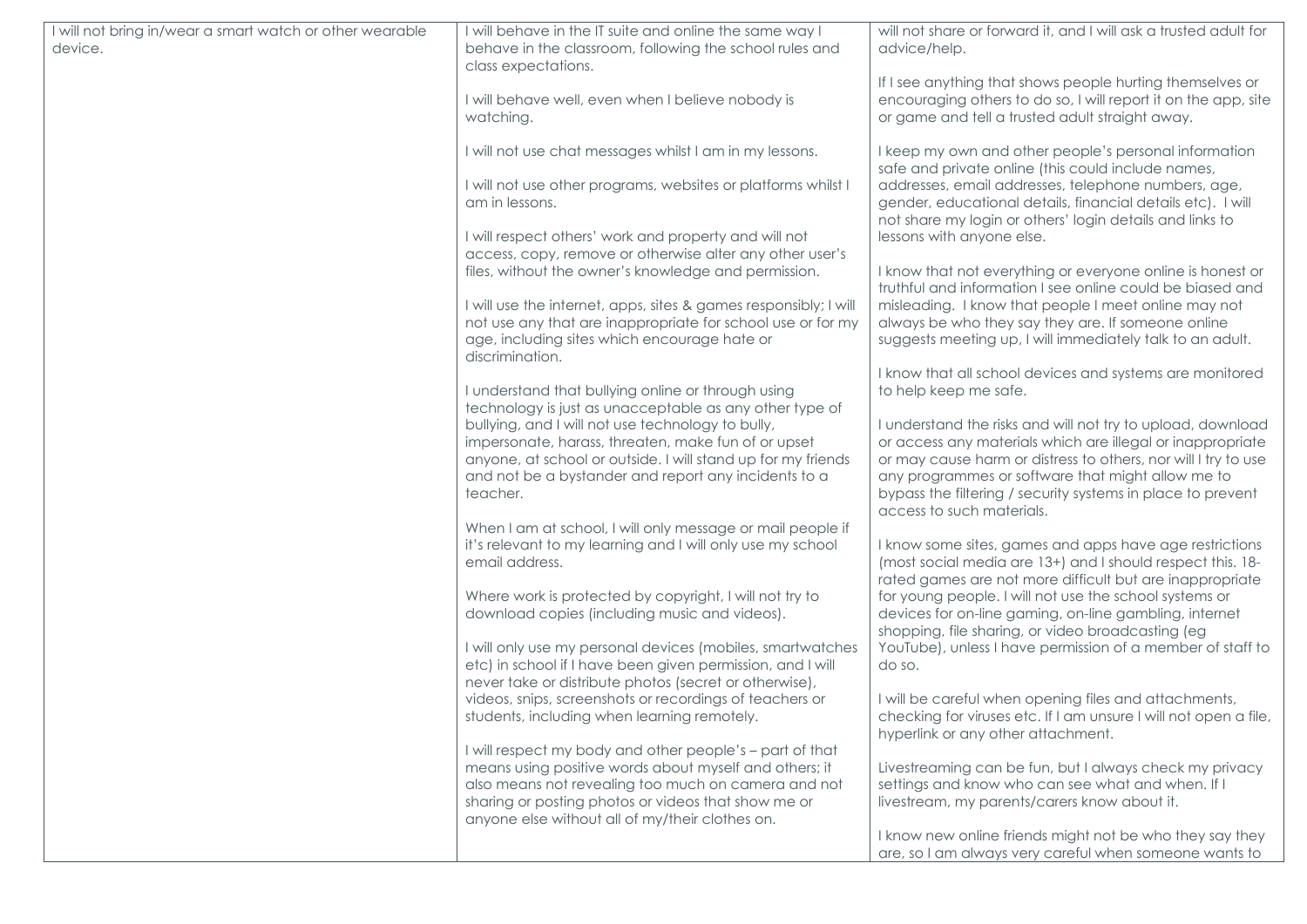| | | |
|---|---|---|
| I will not bring in/wear a smart watch or other wearable device. | I will behave in the IT suite and online the same way I behave in the classroom, following the school rules and class expectations.<br><br>I will behave well, even when I believe nobody is watching.<br><br>I will not use chat messages whilst I am in my lessons.<br><br>I will not use other programs, websites or platforms whilst I am in lessons.<br><br>I will respect others' work and property and will not access, copy, remove or otherwise alter any other user's files, without the owner's knowledge and permission.<br><br>I will use the internet, apps, sites & games responsibly; I will not use any that are inappropriate for school use or for my age, including sites which encourage hate or discrimination.<br><br>I understand that bullying online or through using technology is just as unacceptable as any other type of bullying, and I will not use technology to bully, impersonate, harass, threaten, make fun of or upset anyone, at school or outside. I will stand up for my friends and not be a bystander and report any incidents to a teacher.<br><br>When I am at school, I will only message or mail people if it's relevant to my learning and I will only use my school email address.<br><br>Where work is protected by copyright, I will not try to download copies (including music and videos).<br><br>I will only use my personal devices (mobiles, smartwatches etc) in school if I have been given permission, and I will never take or distribute photos (secret or otherwise), videos, snips, screenshots or recordings of teachers or students, including when learning remotely.<br><br>I will respect my body and other people's – part of that means using positive words about myself and others; it also means not revealing too much on camera and not sharing or posting photos or videos that show me or anyone else without all of my/their clothes on. | will not share or forward it, and I will ask a trusted adult for advice/help.<br><br>If I see anything that shows people hurting themselves or encouraging others to do so, I will report it on the app, site or game and tell a trusted adult straight away.<br><br>I keep my own and other people's personal information safe and private online (this could include names, addresses, email addresses, telephone numbers, age, gender, educational details, financial details etc). I will not share my login or others' login details and links to lessons with anyone else.<br><br>I know that not everything or everyone online is honest or truthful and information I see online could be biased and misleading. I know that people I meet online may not always be who they say they are. If someone online suggests meeting up, I will immediately talk to an adult.<br><br>I know that all school devices and systems are monitored to help keep me safe.<br><br>I understand the risks and will not try to upload, download or access any materials which are illegal or inappropriate or may cause harm or distress to others, nor will I try to use any programmes or software that might allow me to bypass the filtering / security systems in place to prevent access to such materials.<br><br>I know some sites, games and apps have age restrictions (most social media are 13+) and I should respect this. 18-rated games are not more difficult but are inappropriate for young people. I will not use the school systems or devices for on-line gaming, on-line gambling, internet shopping, file sharing, or video broadcasting (eg YouTube), unless I have permission of a member of staff to do so.<br><br>I will be careful when opening files and attachments, checking for viruses etc. If I am unsure I will not open a file, hyperlink or any other attachment.<br><br>Livestreaming can be fun, but I always check my privacy settings and know who can see what and when. If I livestream, my parents/carers know about it.<br><br>I know new online friends might not be who they say they are, so I am always very careful when someone wants to |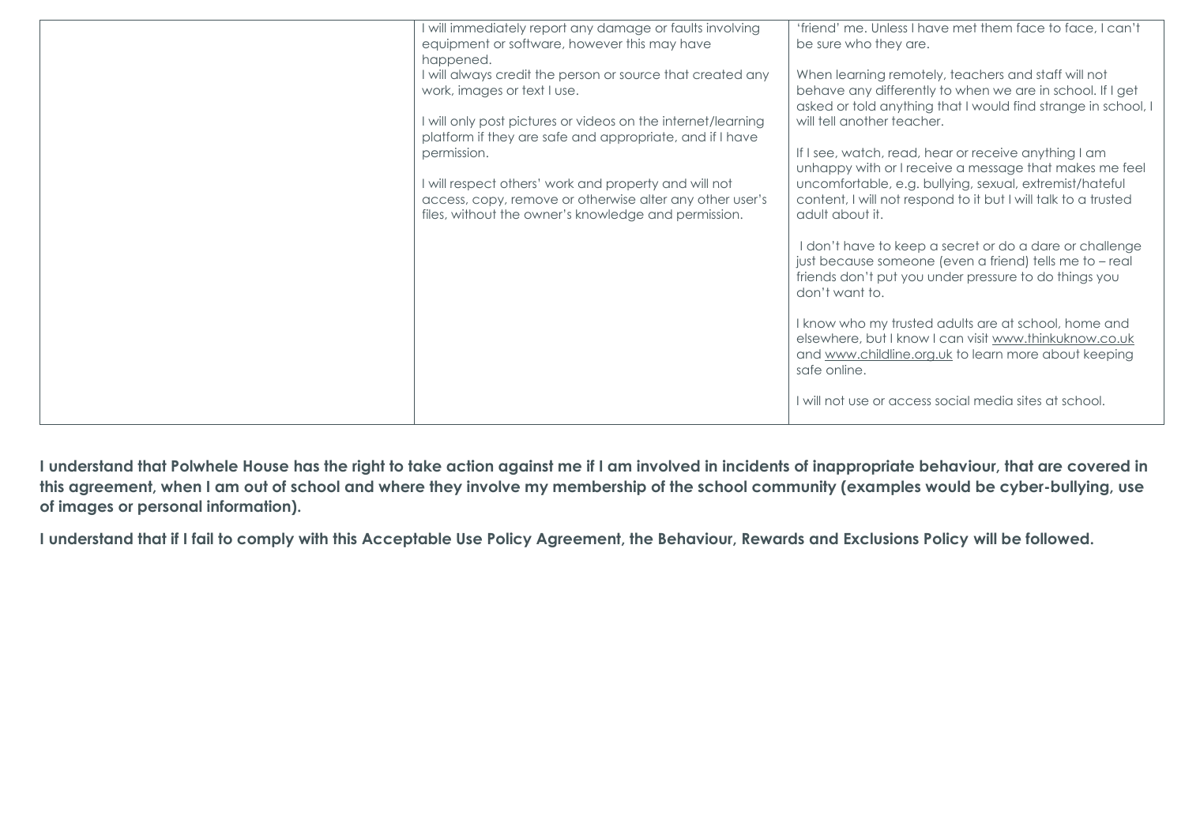| | | |
|---|---|---|
| | I will immediately report any damage or faults involving equipment or software, however this may have happened.<br>I will always credit the person or source that created any work, images or text I use.<br><br>I will only post pictures or videos on the internet/learning platform if they are safe and appropriate, and if I have permission.<br><br>I will respect others' work and property and will not access, copy, remove or otherwise alter any other user's files, without the owner's knowledge and permission. | 'friend' me. Unless I have met them face to face, I can't be sure who they are.<br><br>When learning remotely, teachers and staff will not behave any differently to when we are in school. If I get asked or told anything that I would find strange in school, I will tell another teacher.<br><br>If I see, watch, read, hear or receive anything I am unhappy with or I receive a message that makes me feel uncomfortable, e.g. bullying, sexual, extremist/hateful content, I will not respond to it but I will talk to a trusted adult about it.<br><br>I don't have to keep a secret or do a dare or challenge just because someone (even a friend) tells me to – real friends don't put you under pressure to do things you don't want to.<br><br>I know who my trusted adults are at school, home and elsewhere, but I know I can visit www.thinkuknow.co.uk and www.childline.org.uk to learn more about keeping safe online.<br><br>I will not use or access social media sites at school. |

**I understand that Polwhele House has the right to take action against me if I am involved in incidents of inappropriate behaviour, that are covered in this agreement, when I am out of school and where they involve my membership of the school community (examples would be cyber-bullying, use of images or personal information).**

**I understand that if I fail to comply with this Acceptable Use Policy Agreement, the Behaviour, Rewards and Exclusions Policy will be followed.**